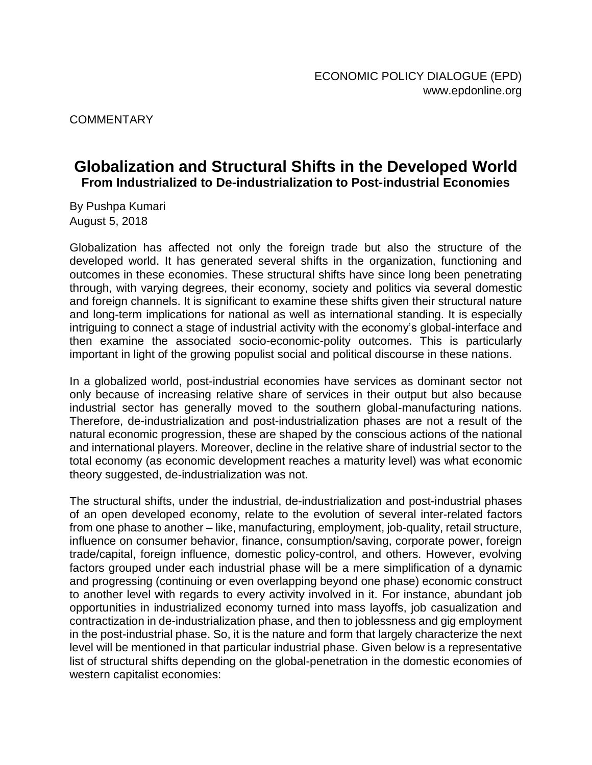ECONOMIC POLICY DIALOGUE (EPD)
www.epdonline.org

COMMENTARY

# Globalization and Structural Shifts in the Developed World

**From Industrialized to De-industrialization to Post-industrial Economies**

By Pushpa Kumari
August 5, 2018

Globalization has affected not only the foreign trade but also the structure of the developed world. It has generated several shifts in the organization, functioning and outcomes in these economies. These structural shifts have since long been penetrating through, with varying degrees, their economy, society and politics via several domestic and foreign channels. It is significant to examine these shifts given their structural nature and long-term implications for national as well as international standing. It is especially intriguing to connect a stage of industrial activity with the economy's global-interface and then examine the associated socio-economic-polity outcomes. This is particularly important in light of the growing populist social and political discourse in these nations.

In a globalized world, post-industrial economies have services as dominant sector not only because of increasing relative share of services in their output but also because industrial sector has generally moved to the southern global-manufacturing nations. Therefore, de-industrialization and post-industrialization phases are not a result of the natural economic progression, these are shaped by the conscious actions of the national and international players. Moreover, decline in the relative share of industrial sector to the total economy (as economic development reaches a maturity level) was what economic theory suggested, de-industrialization was not.

The structural shifts, under the industrial, de-industrialization and post-industrial phases of an open developed economy, relate to the evolution of several inter-related factors from one phase to another – like, manufacturing, employment, job-quality, retail structure, influence on consumer behavior, finance, consumption/saving, corporate power, foreign trade/capital, foreign influence, domestic policy-control, and others. However, evolving factors grouped under each industrial phase will be a mere simplification of a dynamic and progressing (continuing or even overlapping beyond one phase) economic construct to another level with regards to every activity involved in it. For instance, abundant job opportunities in industrialized economy turned into mass layoffs, job casualization and contractization in de-industrialization phase, and then to joblessness and gig employment in the post-industrial phase. So, it is the nature and form that largely characterize the next level will be mentioned in that particular industrial phase. Given below is a representative list of structural shifts depending on the global-penetration in the domestic economies of western capitalist economies: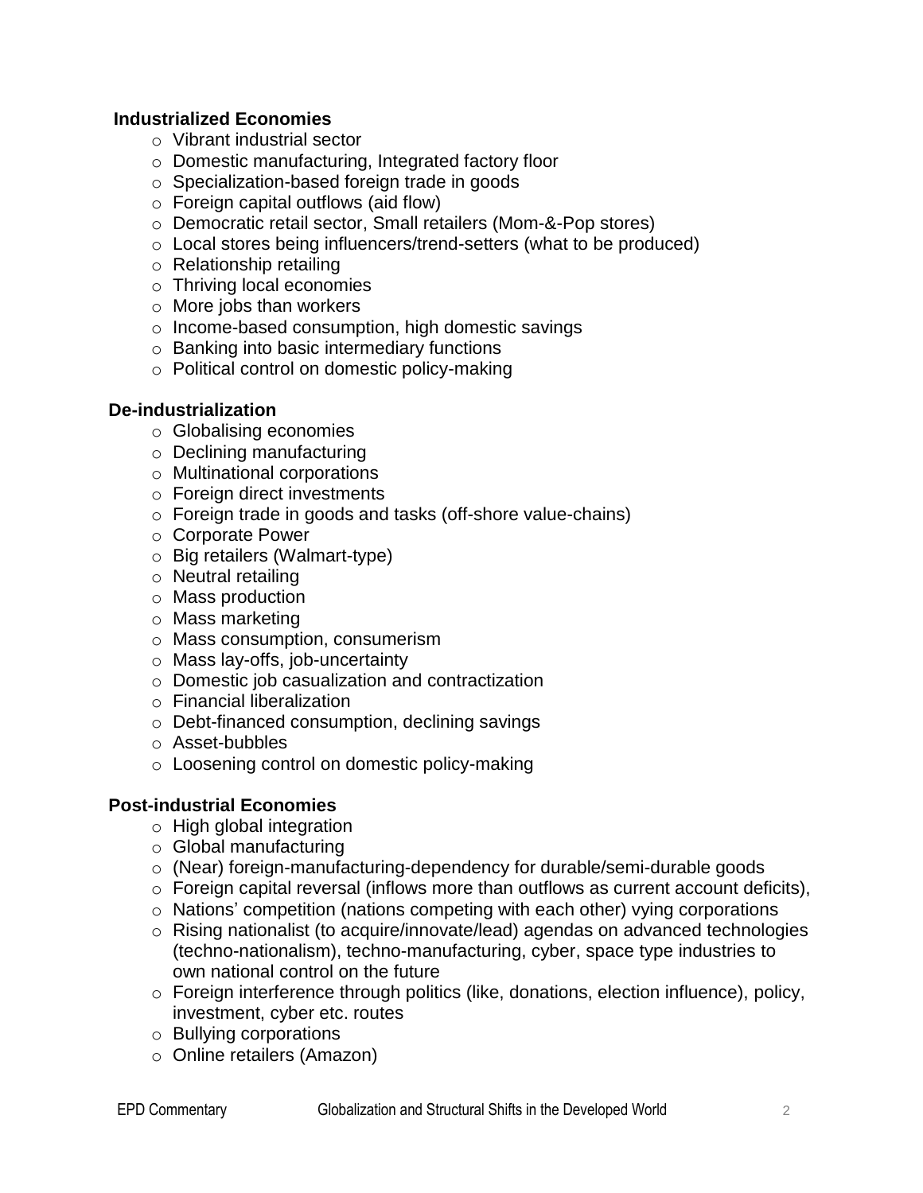**Industrialized Economies**

- Vibrant industrial sector
- Domestic manufacturing, Integrated factory floor
- Specialization-based foreign trade in goods
- Foreign capital outflows (aid flow)
- Democratic retail sector, Small retailers (Mom-&-Pop stores)
- Local stores being influencers/trend-setters (what to be produced)
- Relationship retailing
- Thriving local economies
- More jobs than workers
- Income-based consumption, high domestic savings
- Banking into basic intermediary functions
- Political control on domestic policy-making

**De-industrialization**

- Globalising economies
- Declining manufacturing
- Multinational corporations
- Foreign direct investments
- Foreign trade in goods and tasks (off-shore value-chains)
- Corporate Power
- Big retailers (Walmart-type)
- Neutral retailing
- Mass production
- Mass marketing
- Mass consumption, consumerism
- Mass lay-offs, job-uncertainty
- Domestic job casualization and contractization
- Financial liberalization
- Debt-financed consumption, declining savings
- Asset-bubbles
- Loosening control on domestic policy-making

**Post-industrial Economies**

- High global integration
- Global manufacturing
- (Near) foreign-manufacturing-dependency for durable/semi-durable goods
- Foreign capital reversal (inflows more than outflows as current account deficits),
- Nations' competition (nations competing with each other) vying corporations
- Rising nationalist (to acquire/innovate/lead) agendas on advanced technologies (techno-nationalism), techno-manufacturing, cyber, space type industries to own national control on the future
- Foreign interference through politics (like, donations, election influence), policy, investment, cyber etc. routes
- Bullying corporations
- Online retailers (Amazon)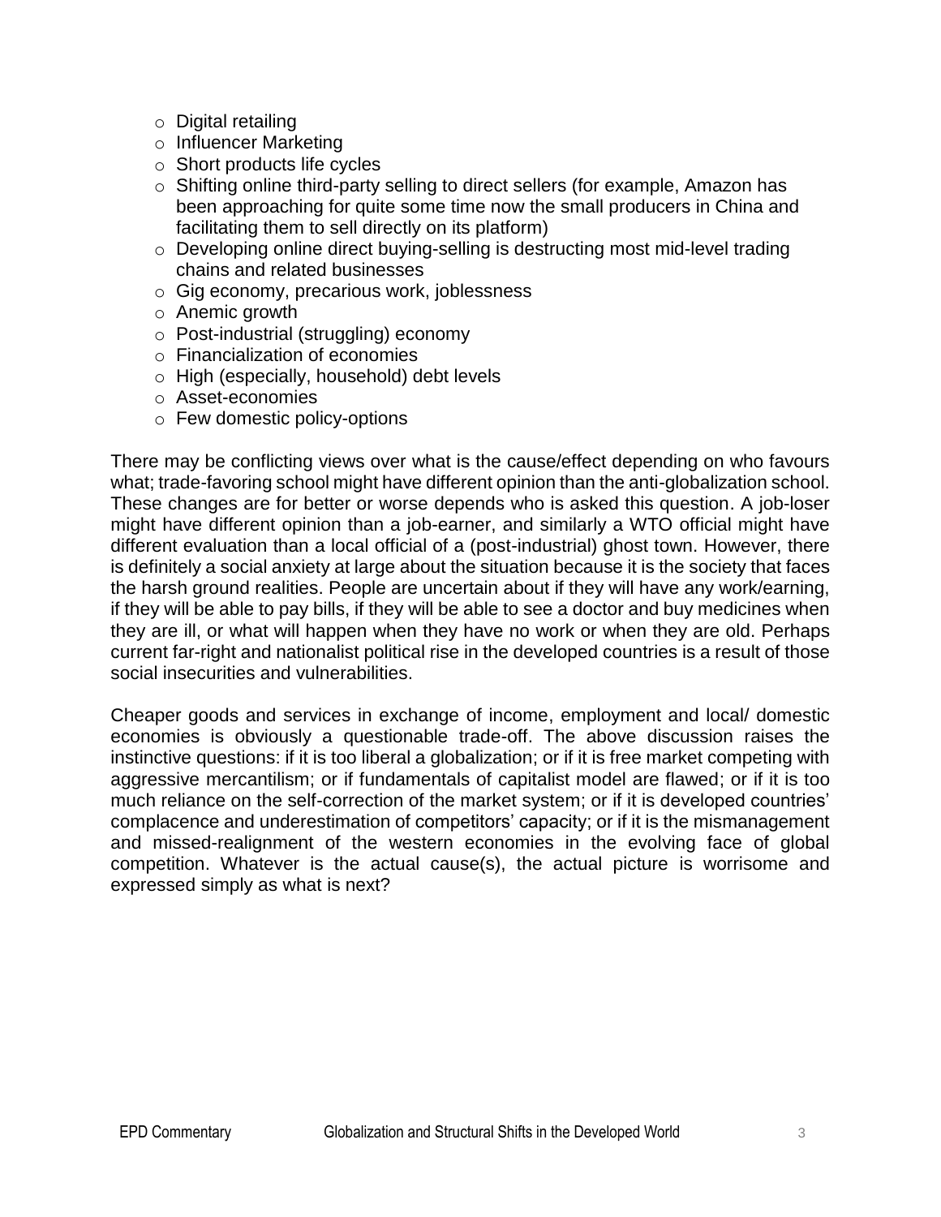- Digital retailing
- Influencer Marketing
- Short products life cycles
- Shifting online third-party selling to direct sellers (for example, Amazon has been approaching for quite some time now the small producers in China and facilitating them to sell directly on its platform)
- Developing online direct buying-selling is destructing most mid-level trading chains and related businesses
- Gig economy, precarious work, joblessness
- Anemic growth
- Post-industrial (struggling) economy
- Financialization of economies
- High (especially, household) debt levels
- Asset-economies
- Few domestic policy-options

There may be conflicting views over what is the cause/effect depending on who favours what; trade-favoring school might have different opinion than the anti-globalization school. These changes are for better or worse depends who is asked this question. A job-loser might have different opinion than a job-earner, and similarly a WTO official might have different evaluation than a local official of a (post-industrial) ghost town. However, there is definitely a social anxiety at large about the situation because it is the society that faces the harsh ground realities. People are uncertain about if they will have any work/earning, if they will be able to pay bills, if they will be able to see a doctor and buy medicines when they are ill, or what will happen when they have no work or when they are old. Perhaps current far-right and nationalist political rise in the developed countries is a result of those social insecurities and vulnerabilities.

Cheaper goods and services in exchange of income, employment and local/ domestic economies is obviously a questionable trade-off. The above discussion raises the instinctive questions: if it is too liberal a globalization; or if it is free market competing with aggressive mercantilism; or if fundamentals of capitalist model are flawed; or if it is too much reliance on the self-correction of the market system; or if it is developed countries' complacence and underestimation of competitors' capacity; or if it is the mismanagement and missed-realignment of the western economies in the evolving face of global competition. Whatever is the actual cause(s), the actual picture is worrisome and expressed simply as what is next?